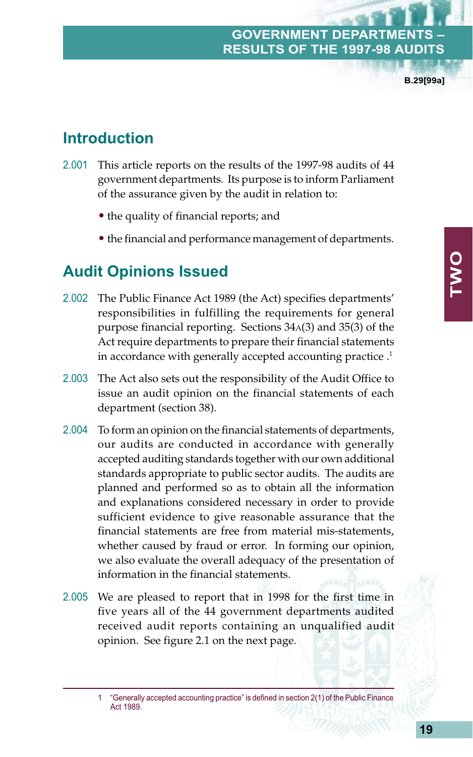## Introduction

2.001 This article reports on the results of the 1997-98 audits of 44 government departments. Its purpose is to inform Parliament of the assurance given by the audit in relation to:

- the quality of financial reports; and
- the financial and performance management of departments.

## Audit Opinions Issued

2.002 The Public Finance Act 1989 (the Act) specifies departments' responsibilities in fulfilling the requirements for general purpose financial reporting. Sections 34A(3) and 35(3) of the Act require departments to prepare their financial statements in accordance with generally accepted accounting practice .[1]

2.003 The Act also sets out the responsibility of the Audit Office to issue an audit opinion on the financial statements of each department (section 38).

2.004 To form an opinion on the financial statements of departments, our audits are conducted in accordance with generally accepted auditing standards together with our own additional standards appropriate to public sector audits. The audits are planned and performed so as to obtain all the information and explanations considered necessary in order to provide sufficient evidence to give reasonable assurance that the financial statements are free from material mis-statements, whether caused by fraud or error. In forming our opinion, we also evaluate the overall adequacy of the presentation of information in the financial statements.

2.005 We are pleased to report that in 1998 for the first time in five years all of the 44 government departments audited received audit reports containing an unqualified audit opinion. See figure 2.1 on the next page.

---

1 "Generally accepted accounting practice" is defined in section 2(1) of the Public Finance Act 1989.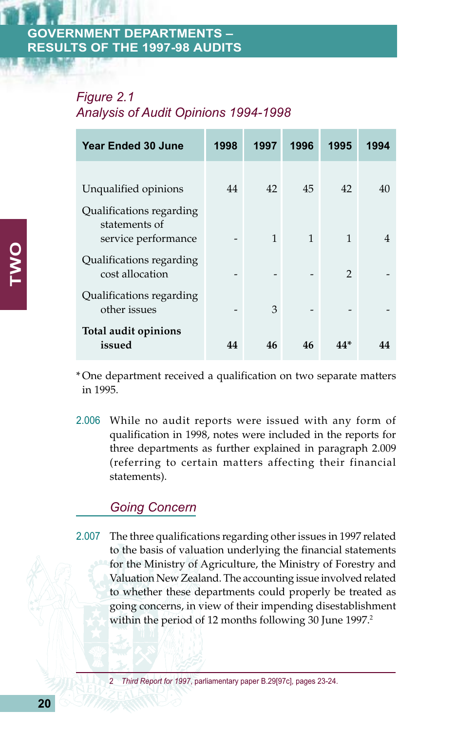*Figure 2.1*
*Analysis of Audit Opinions 1994-1998*

| Year Ended 30 June | 1998 | 1997 | 1996 | 1995 | 1994 |
|---|---|---|---|---|---|
| Unqualified opinions | 44 | 42 | 45 | 42 | 40 |
| Qualifications regarding statements of service performance | - | 1 | 1 | 1 | 4 |
| Qualifications regarding cost allocation | - | - | - | 2 | - |
| Qualifications regarding other issues | - | 3 | - | - | - |
| **Total audit opinions issued** | **44** | **46** | **46** | **44*** | **44** |

*One department received a qualification on two separate matters in 1995.

2.006 While no audit reports were issued with any form of qualification in 1998, notes were included in the reports for three departments as further explained in paragraph 2.009 (referring to certain matters affecting their financial statements).

## *Going Concern*

2.007 The three qualifications regarding other issues in 1997 related to the basis of valuation underlying the financial statements for the Ministry of Agriculture, the Ministry of Forestry and Valuation New Zealand. The accounting issue involved related to whether these departments could properly be treated as going concerns, in view of their impending disestablishment within the period of 12 months following 30 June 1997.[2]

2 *Third Report for 1997*, parliamentary paper B.29[97c], pages 23-24.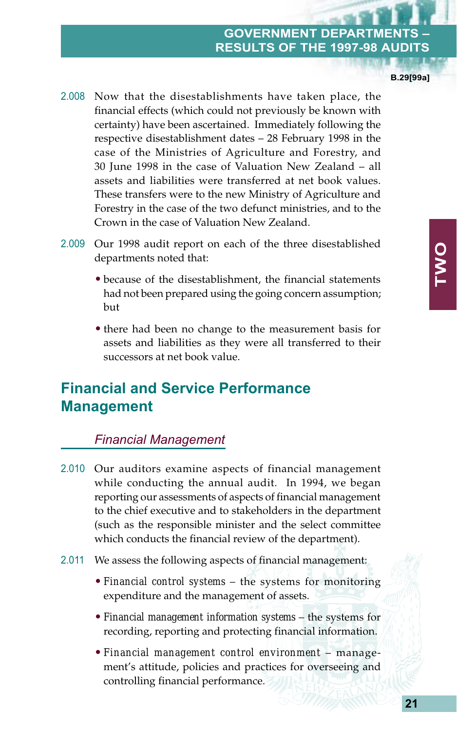2.008 Now that the disestablishments have taken place, the financial effects (which could not previously be known with certainty) have been ascertained. Immediately following the respective disestablishment dates – 28 February 1998 in the case of the Ministries of Agriculture and Forestry, and 30 June 1998 in the case of Valuation New Zealand – all assets and liabilities were transferred at net book values. These transfers were to the new Ministry of Agriculture and Forestry in the case of the two defunct ministries, and to the Crown in the case of Valuation New Zealand.

2.009 Our 1998 audit report on each of the three disestablished departments noted that:

- because of the disestablishment, the financial statements had not been prepared using the going concern assumption; but
- there had been no change to the measurement basis for assets and liabilities as they were all transferred to their successors at net book value.

## Financial and Service Performance Management

### *Financial Management*

2.010 Our auditors examine aspects of financial management while conducting the annual audit. In 1994, we began reporting our assessments of aspects of financial management to the chief executive and to stakeholders in the department (such as the responsible minister and the select committee which conducts the financial review of the department).

2.011 We assess the following aspects of financial management:

- *Financial control systems* – the systems for monitoring expenditure and the management of assets.
- *Financial management information systems* – the systems for recording, reporting and protecting financial information.
- *Financial management control environment* – management's attitude, policies and practices for overseeing and controlling financial performance.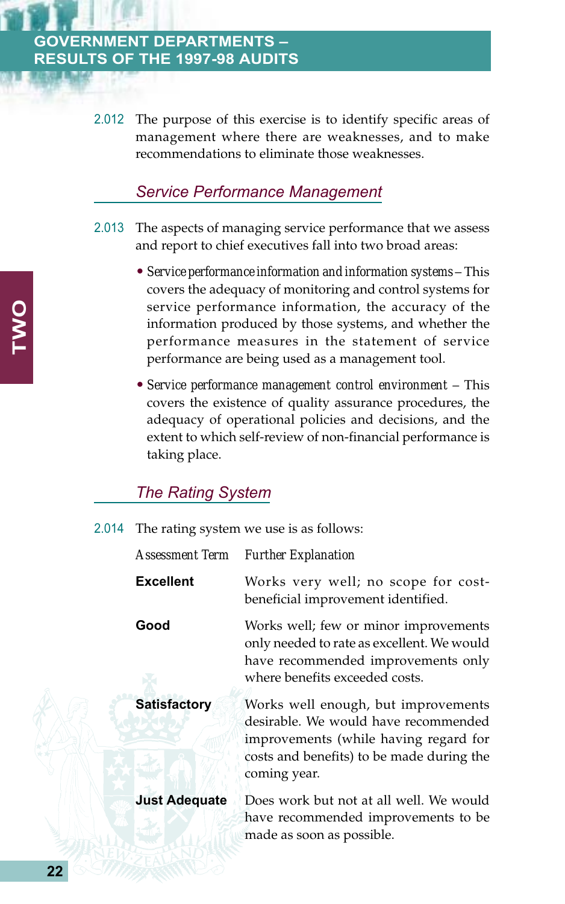2.012 The purpose of this exercise is to identify specific areas of management where there are weaknesses, and to make recommendations to eliminate those weaknesses.

### *Service Performance Management*

2.013 The aspects of managing service performance that we assess and report to chief executives fall into two broad areas:

- *Service performance information and information systems* – This covers the adequacy of monitoring and control systems for service performance information, the accuracy of the information produced by those systems, and whether the performance measures in the statement of service performance are being used as a management tool.
- *Service performance management control environment* – This covers the existence of quality assurance procedures, the adequacy of operational policies and decisions, and the extent to which self-review of non-financial performance is taking place.

### *The Rating System*

2.014 The rating system we use is as follows:

| *Assessment Term* | *Further Explanation* |
|---|---|
| **Excellent** | Works very well; no scope for cost-beneficial improvement identified. |
| **Good** | Works well; few or minor improvements only needed to rate as excellent. We would have recommended improvements only where benefits exceeded costs. |
| **Satisfactory** | Works well enough, but improvements desirable. We would have recommended improvements (while having regard for costs and benefits) to be made during the coming year. |
| **Just Adequate** | Does work but not at all well. We would have recommended improvements to be made as soon as possible. |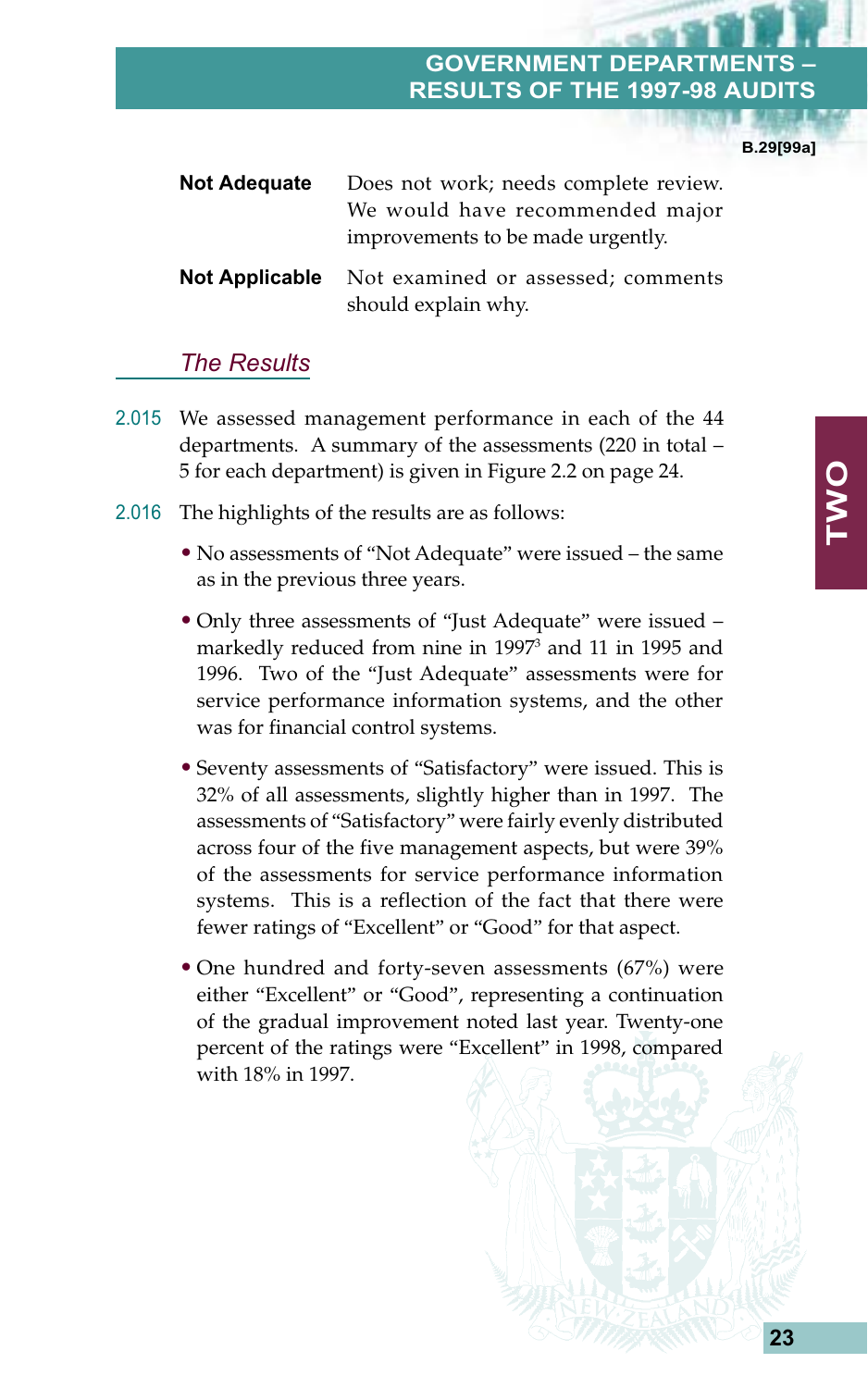**Not Adequate** Does not work; needs complete review. We would have recommended major improvements to be made urgently.

**Not Applicable** Not examined or assessed; comments should explain why.

## *The Results*

2.015 We assessed management performance in each of the 44 departments. A summary of the assessments (220 in total – 5 for each department) is given in Figure 2.2 on page 24.

2.016 The highlights of the results are as follows:

- No assessments of "Not Adequate" were issued – the same as in the previous three years.
- Only three assessments of "Just Adequate" were issued – markedly reduced from nine in 1997[3] and 11 in 1995 and 1996. Two of the "Just Adequate" assessments were for service performance information systems, and the other was for financial control systems.
- Seventy assessments of "Satisfactory" were issued. This is 32% of all assessments, slightly higher than in 1997. The assessments of "Satisfactory" were fairly evenly distributed across four of the five management aspects, but were 39% of the assessments for service performance information systems. This is a reflection of the fact that there were fewer ratings of "Excellent" or "Good" for that aspect.
- One hundred and forty-seven assessments (67%) were either "Excellent" or "Good", representing a continuation of the gradual improvement noted last year. Twenty-one percent of the ratings were "Excellent" in 1998, compared with 18% in 1997.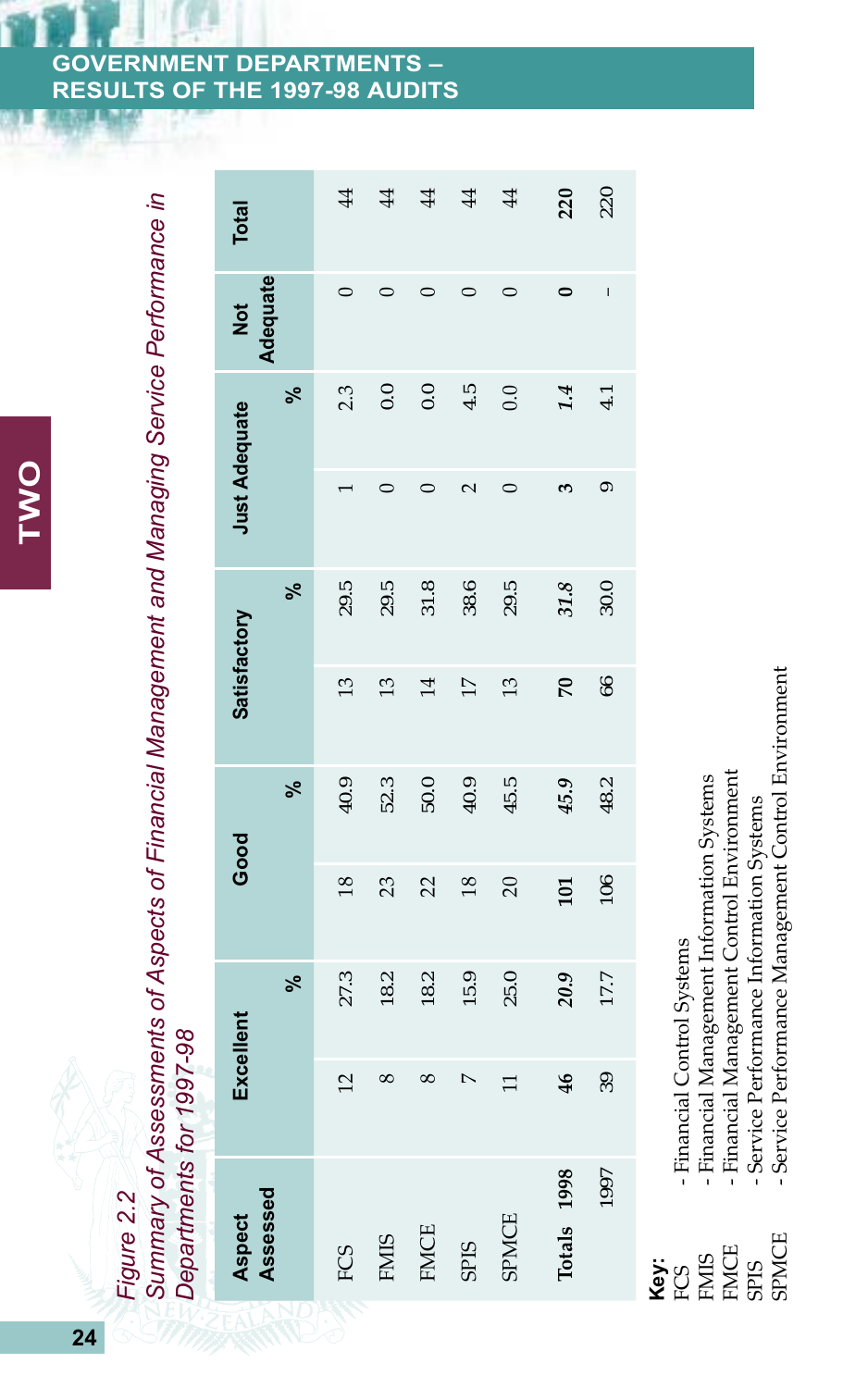*Figure 2.2*
*Summary of Assessments of Aspects of Financial Management and Managing Service Performance in Departments for 1997-98*

| Aspect Assessed | | Excellent | | Good | | Satisfactory | | Just Adequate | | Not Adequate | Total |
|---|---|---|---|---|---|---|---|---|---|---|---|
| | | | % | | % | | % | | % | | |
| FCS | | 12 | 27.3 | 18 | 40.9 | 13 | 29.5 | 1 | 2.3 | 0 | 44 |
| FMIS | | 8 | 18.2 | 23 | 52.3 | 13 | 29.5 | 0 | 0.0 | 0 | 44 |
| FMCE | | 8 | 18.2 | 22 | 50.0 | 14 | 31.8 | 0 | 0.0 | 0 | 44 |
| SPIS | | 7 | 15.9 | 18 | 40.9 | 17 | 38.6 | 2 | 4.5 | 0 | 44 |
| SPMCE | | 11 | 25.0 | 20 | 45.5 | 13 | 29.5 | 0 | 0.0 | 0 | 44 |
| **Totals** | **1998** | **46** | ***20.9*** | **101** | ***45.9*** | **70** | ***31.8*** | **3** | ***1.4*** | **0** | **220** |
| | 1997 | 39 | 17.7 | 106 | 48.2 | 66 | 30.0 | 9 | 4.1 | - | 220 |

**Key:**
FCS - Financial Control Systems
FMIS - Financial Management Information Systems
FMCE - Financial Management Control Environment
SPIS - Service Performance Information Systems
SPMCE - Service Performance Management Control Environment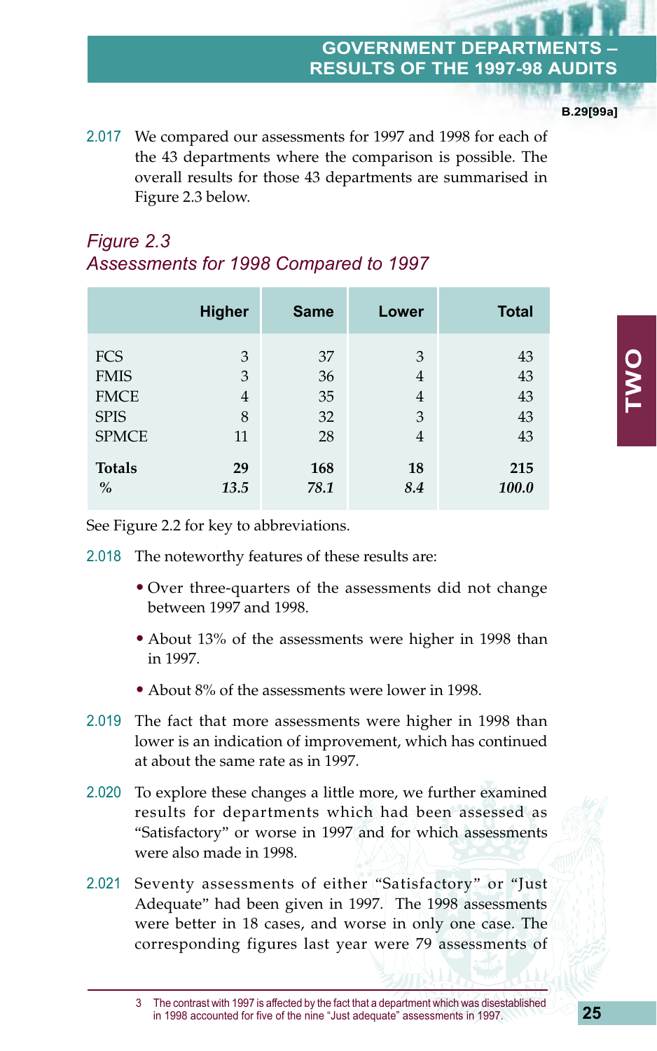2.017 We compared our assessments for 1997 and 1998 for each of the 43 departments where the comparison is possible. The overall results for those 43 departments are summarised in Figure 2.3 below.

*Figure 2.3*
*Assessments for 1998 Compared to 1997*

| | Higher | Same | Lower | Total |
|---|---|---|---|---|
| FCS | 3 | 37 | 3 | 43 |
| FMIS | 3 | 36 | 4 | 43 |
| FMCE | 4 | 35 | 4 | 43 |
| SPIS | 8 | 32 | 3 | 43 |
| SPMCE | 11 | 28 | 4 | 43 |
| **Totals** | **29** | **168** | **18** | **215** |
| ***%*** | ***13.5*** | ***78.1*** | ***8.4*** | ***100.0*** |

See Figure 2.2 for key to abbreviations.

2.018 The noteworthy features of these results are:

- Over three-quarters of the assessments did not change between 1997 and 1998.
- About 13% of the assessments were higher in 1998 than in 1997.
- About 8% of the assessments were lower in 1998.

2.019 The fact that more assessments were higher in 1998 than lower is an indication of improvement, which has continued at about the same rate as in 1997.

2.020 To explore these changes a little more, we further examined results for departments which had been assessed as "Satisfactory" or worse in 1997 and for which assessments were also made in 1998.

2.021 Seventy assessments of either "Satisfactory" or "Just Adequate" had been given in 1997. The 1998 assessments were better in 18 cases, and worse in only one case. The corresponding figures last year were 79 assessments of

3 The contrast with 1997 is affected by the fact that a department which was disestablished in 1998 accounted for five of the nine "Just adequate" assessments in 1997.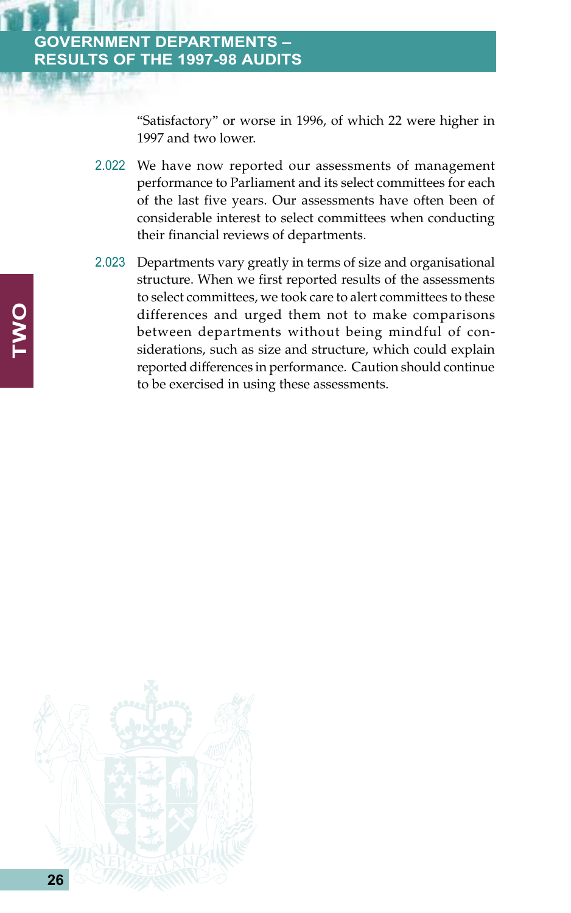"Satisfactory" or worse in 1996, of which 22 were higher in 1997 and two lower.

2.022 We have now reported our assessments of management performance to Parliament and its select committees for each of the last five years. Our assessments have often been of considerable interest to select committees when conducting their financial reviews of departments.

2.023 Departments vary greatly in terms of size and organisational structure. When we first reported results of the assessments to select committees, we took care to alert committees to these differences and urged them not to make comparisons between departments without being mindful of considerations, such as size and structure, which could explain reported differences in performance. Caution should continue to be exercised in using these assessments.